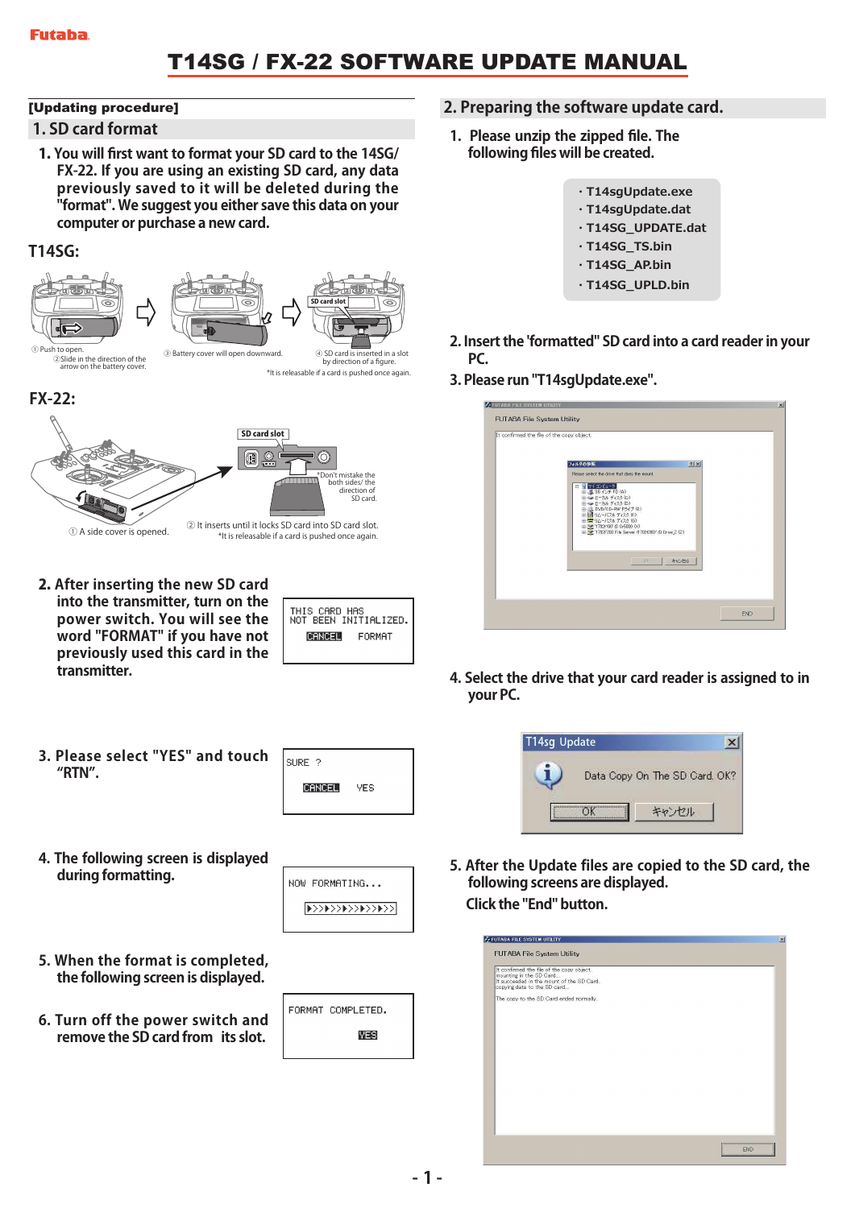Futaba

# T14SG / FX-22 SOFTWARE UPDATE MANUAL

**[Updating procedure]**

## 1. SD card format

1. You will first want to format your SD card to the 14SG/ FX-22. If you are using an existing SD card, any data previously saved to it will be deleted during the "format". We suggest you either save this data on your computer or purchase a new card.

### T14SG:

① Push to open.
② Slide in the direction of the arrow on the battery cover.
③ Battery cover will open downward.
SD card slot
④ SD card is inserted in a slot by direction of a figure.
*It is releasable if a card is pushed once again.

### FX-22:

SD card slot
*Don't mistake the both sides/ the direction of SD card.
① A side cover is opened.
② It inserts until it locks SD card into SD card slot.
*It is releasable if a card is pushed once again.

2. After inserting the new SD card into the transmitter, turn on the power switch. You will see the word "FORMAT" if you have not previously used this card in the transmitter.

```
THIS CARD HAS
NOT BEEN INITIALIZED.
CANCEL    FORMAT
```

3. Please select "YES" and touch "RTN".

```
SURE ?
CANCEL    YES
```

4. The following screen is displayed during formatting.

```
NOW FORMATING...
```

5. When the format is completed, the following screen is displayed.

```
FORMAT COMPLETED.
YES
```

6. Turn off the power switch and remove the SD card from its slot.

## 2. Preparing the software update card.

1. Please unzip the zipped file. The following files will be created.

- T14sgUpdate.exe
- T14sgUpdate.dat
- T14SG_UPDATE.dat
- T14SG_TS.bin
- T14SG_AP.bin
- T14SG_UPLD.bin

2. Insert the 'formatted" SD card into a card reader in your PC.

3. Please run "T14sgUpdate.exe".

FUTABA File System Utility
It confirmed the file of the copy object.
END

4. Select the drive that your card reader is assigned to in your PC.

T14sg Update
Data Copy On The SD Card. OK?
OK    キャンセル

5. After the Update files are copied to the SD card, the following screens are displayed.
Click the "End" button.

FUTABA File System Utility
It confirmed the file of the copy object.
mounting in the SD Card...
It succeeded in the mount of the SD Card.
copying data to the SD card...
The copy to the SD Card ended normally.
END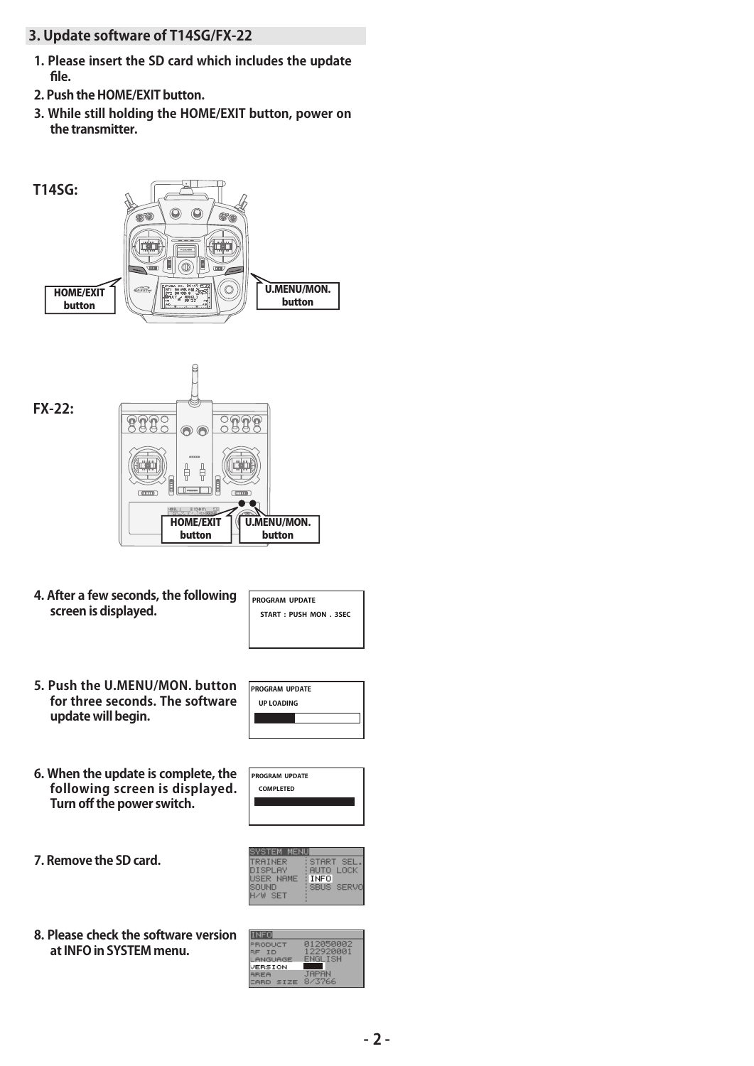## 3. Update software of T14SG/FX-22

1. Please insert the SD card which includes the update file.
2. Push the HOME/EXIT button.
3. While still holding the HOME/EXIT button, power on the transmitter.

**T14SG:**

HOME/EXIT button

U.MENU/MON. button

**FX-22:**

HOME/EXIT button

U.MENU/MON. button

4. After a few seconds, the following screen is displayed.

PROGRAM UPDATE
START : PUSH MON . 3SEC

5. Push the U.MENU/MON. button for three seconds. The software update will begin.

PROGRAM UPDATE
UP LOADING

6. When the update is complete, the following screen is displayed. Turn off the power switch.

PROGRAM UPDATE
COMPLETED

7. Remove the SD card.

SYSTEM MENU
TRAINER : START SEL.
DISPLAY : AUTO LOCK
USER NAME : INFO
SOUND : SBUS SERVO
H/W SET

8. Please check the software version at INFO in SYSTEM menu.

INFO
PRODUCT 012050002
RF ID 122920001
LANGUAGE ENGLISH
VERSION
AREA JAPAN
CARD SIZE 8/3766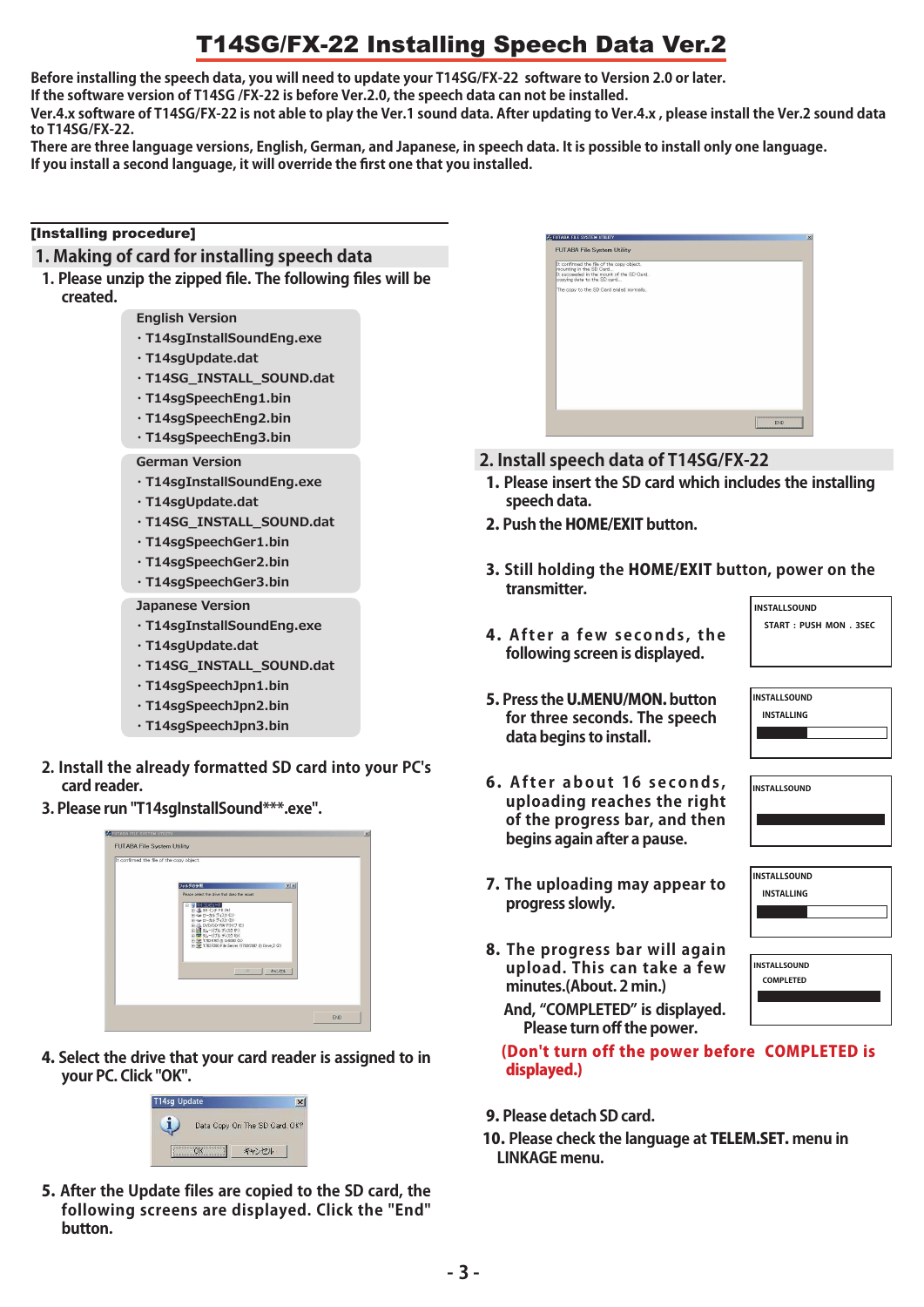# T14SG/FX-22 Installing Speech Data Ver.2

**Before installing the speech data, you will need to update your T14SG/FX-22 software to Version 2.0 or later.**
**If the software version of T14SG /FX-22 is before Ver.2.0, the speech data can not be installed.**
**Ver.4.x software of T14SG/FX-22 is not able to play the Ver.1 sound data. After updating to Ver.4.x , please install the Ver.2 sound data to T14SG/FX-22.**
**There are three language versions, English, German, and Japanese, in speech data. It is possible to install only one language.**
**If you install a second language, it will override the first one that you installed.**

**[Installing procedure]**

## 1. Making of card for installing speech data

1. Please unzip the zipped file. The following files will be created.

**English Version**
- T14sgInstallSoundEng.exe
- T14sgUpdate.dat
- T14SG_INSTALL_SOUND.dat
- T14sgSpeechEng1.bin
- T14sgSpeechEng2.bin
- T14sgSpeechEng3.bin

**German Version**
- T14sgInstallSoundEng.exe
- T14sgUpdate.dat
- T14SG_INSTALL_SOUND.dat
- T14sgSpeechGer1.bin
- T14sgSpeechGer2.bin
- T14sgSpeechGer3.bin

**Japanese Version**
- T14sgInstallSoundEng.exe
- T14sgUpdate.dat
- T14SG_INSTALL_SOUND.dat
- T14sgSpeechJpn1.bin
- T14sgSpeechJpn2.bin
- T14sgSpeechJpn3.bin

2. Install the already formatted SD card into your PC's card reader.
3. Please run "T14sgInstallSound***.exe".
4. Select the drive that your card reader is assigned to in your PC. Click "OK".

T14sg Update
Data Copy On The SD Card, OK?
OK | キャンセル

5. After the Update files are copied to the SD card, the following screens are displayed. Click the "End" button.

## 2. Install speech data of T14SG/FX-22

1. Please insert the SD card which includes the installing speech data.
2. Push the **HOME/EXIT** button.
3. Still holding the **HOME/EXIT** button, power on the transmitter.
4. After a few seconds, the following screen is displayed.

   INSTALLSOUND
   START : PUSH MON . 3SEC

5. Press the **U.MENU/MON.** button for three seconds. The speech data begins to install.

   INSTALLSOUND
   INSTALLING

6. After about 16 seconds, uploading reaches the right of the progress bar, and then begins again after a pause.

   INSTALLSOUND

7. The uploading may appear to progress slowly.

   INSTALLSOUND
   INSTALLING

8. The progress bar will again upload. This can take a few minutes.(About. 2 min.)
   And, "COMPLETED" is displayed. Please turn off the power.

   INSTALLSOUND
   COMPLETED

   **(Don't turn off the power before COMPLETED is displayed.)**

9. Please detach SD card.
10. Please check the language at **TELEM.SET.** menu in LINKAGE menu.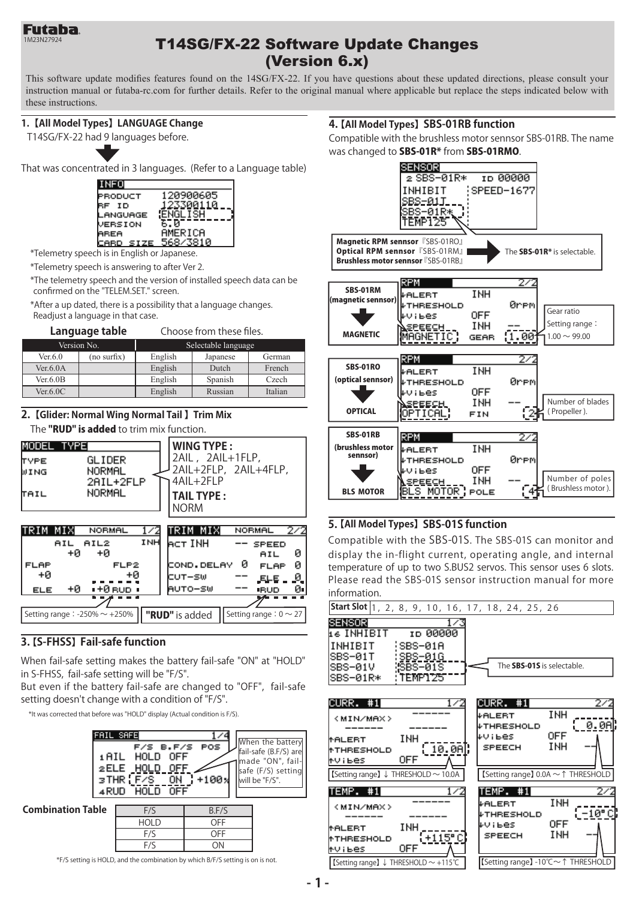Futaba

1M23N27924

# T14SG/FX-22 Software Update Changes (Version 6.x)

This software update modifies features found on the 14SG/FX-22. If you have questions about these updated directions, please consult your instruction manual or futaba-rc.com for further details. Refer to the original manual where applicable but replace the steps indicated below with these instructions.

## 1.【All Model Types】LANGUAGE Change

T14SG/FX-22 had 9 languages before.

That was concentrated in 3 languages. (Refer to a Language table)

```
INFO
PRODUCT    120900605
RF ID      123300110
LANGUAGE   ENGLISH
VERSION    6.0
AREA       AMERICA
CARD SIZE  568/3810
```

*Telemetry speech is in English or Japanese.

*Telemetry speech is answering to after Ver 2.

*The telemetry speech and the version of installed speech data can be confirmed on the "TELEM.SET." screen.

*After a up dated, there is a possibility that a language changes. Readjust a language in that case.

**Language table** Choose from these files.

| Version No. | | Selectable language | | |
|---|---|---|---|---|
| Ver.6.0 | (no surfix) | English | Japanese | German |
| Ver.6.0A | | English | Dutch | French |
| Ver.6.0B | | English | Spanish | Czech |
| Ver.6.0C | | English | Russian | Italian |

## 2.【Glider: Normal Wing Normal Tail】Trim Mix

The **"RUD" is added** to trim mix function.

```
MODEL TYPE
TYPE   GLIDER
WING   NORMAL
       2AIL+2FLP
TAIL   NORMAL
```

**WING TYPE :** 2AIL, 2AIL+1FLP, 2AIL+2FLP, 2AIL+4FLP, 4AIL+2FLP

**TAIL TYPE :** NORM

```
TRIM MIX   NORMAL   1/2
    AIL  AIL2      INH
    +0   +0
FLAP       FLP2
 +0         +0
ELE  +0   +0 RUD
```

```
TRIM MIX   NORMAL   2/2
ACT INH      -- SPEED
                AIL   0
COND.DELAY 0    FLAP  0
CUT-SW     --   ELE   0
AUTO-SW    --   RUD   0
```

Setting range：-250%～+250% | **"RUD"** is added | Setting range：0～27

## 3.【S-FHSS】Fail-safe function

When fail-safe setting makes the battery fail-safe "ON" at "HOLD" in S-FHSS, fail-safe setting will be "F/S".

But even if the battery fail-safe are changed to "OFF", fail-safe setting doesn't change with a condition of "F/S".

*It was corrected that before was "HOLD" display (Actual condition is F/S).

```
FAIL SAFE          1/4
     F/S  B.F/S  POS
1AIL HOLD OFF
2ELE HOLD OFF
3THR F/S  ON   +100%
4RUD HOLD OFF
```

When the battery fail-safe (B.F/S) are made "ON", fail-safe (F/S) setting will be "F/S".

**Combination Table**

| F/S | B.F/S |
|---|---|
| HOLD | OFF |
| F/S | OFF |
| F/S | ON |

*F/S setting is HOLD, and the combination by which B/F/S setting is on is not.

## 4.【All Model Types】SBS-01RB function

Compatible with the brushless motor sennsor SBS-01RB. The name was changed to **SBS-01R*** from **SBS-01RMO**.

```
SENSOR
2 SBS-01R*    ID 00000
INHIBIT       SPEED-1677
SBS-01T
SBS-01R*
TEMP125
```

**Magnetic RPM sennsor**『SBS-01RO』
**Optical RPM sennsor**『SBS-01RM』
**Brushless motor sennsor**『SBS-01RB』
→ The **SBS-01R*** is selectable.

**SBS-01RM (magnetic sennsor)** → **MAGNETIC**

```
RPM            2/2
↓ALERT      INH
↓THRESHOLD      0rpm
↓Vibes      OFF
 SPEECH     INH  --
MAGNETIC    GEAR 1.00
```

Gear ratio Setting range：1.00～99.00

**SBS-01RO (optical sennsor)** → **OPTICAL**

```
RPM            2/2
↓ALERT      INH
↓THRESHOLD      0rpm
↓Vibes      OFF
 SPEECH     INH  --
OPTICAL     FIN  2
```

Number of blades (Propeller).

**SBS-01RB (brushless motor sennsor)** → **BLS MOTOR**

```
RPM            2/2
↓ALERT      INH
↓THRESHOLD      0rpm
↓Vibes      OFF
 SPEECH     INH  --
BLS MOTOR   POLE 4
```

Number of poles (Brushless motor).

## 5.【All Model Types】SBS-01S function

Compatible with the SBS-01S. The SBS-01S can monitor and display the in-flight current, operating angle, and internal temperature of up to two S.BUS2 servos. This sensor uses 6 slots. Please read the SBS-01S sensor instruction manual for more information.

**Start Slot** 1, 2, 8, 9, 10, 16, 17, 18, 24, 25, 26

```
SENSOR            1/3
16 INHIBIT     ID 00000
INHIBIT        SBS-01A
SBS-01T        SBS-01G
SBS-01V        SBS-01S
SBS-01R*       TEMP125
```

The **SBS-01S** is selectable.

```
CURR. #1          1/2
<MIN/MAX>     ------
------        ------
↑ALERT      INH
↑THRESHOLD     10.0A
↑Vibes      OFF
```

【Setting range】↓ THRESHOLD～10.0A

```
CURR. #1          2/2
↓ALERT      INH
↓THRESHOLD     0.0A
↓Vibes      OFF
 SPEECH     INH  --
```

【Setting range】0.0A～↑ THRESHOLD

```
TEMP. #1          1/2
<MIN/MAX>     ------
------        ------
↑ALERT      INH
↑THRESHOLD     +115°C
↑Vibes      OFF
```

【Setting range】↓ THRESHOLD～+115℃

```
TEMP. #1          2/2
↓ALERT      INH
↓THRESHOLD     -10°C
↓Vibes      OFF
 SPEECH     INH  --
```

【Setting range】-10℃～↑ THRESHOLD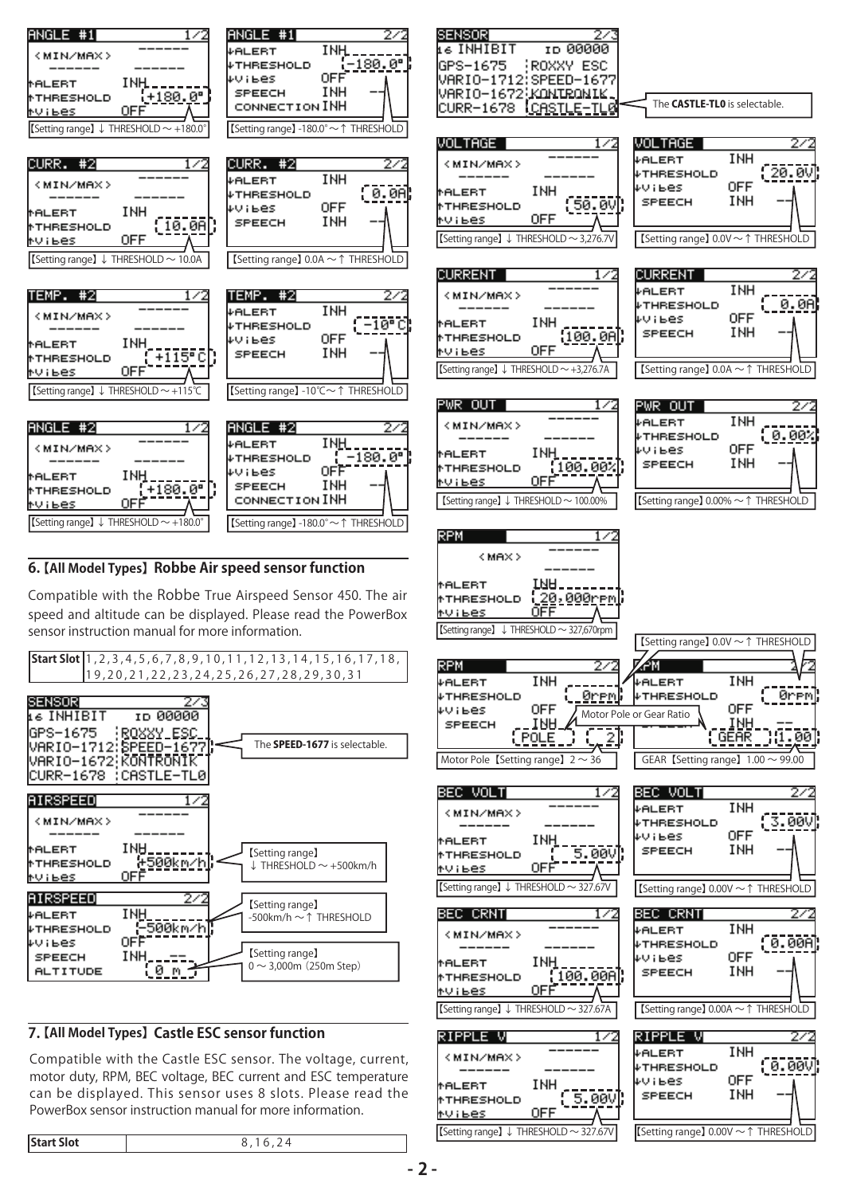**ANGLE #1** 1/2

```
<MIN/MAX>  ------
------     ------
↑ALERT      INH
↑THRESHOLD  +180.0°
↑Vibes      OFF
```

【Setting range】↓ THRESHOLD ~ +180.0°

**ANGLE #1** 2/2

```
↓ALERT      INH
↓THRESHOLD  -180.0°
↓Vibes      OFF
SPEECH      INH   --
CONNECTION  INH
```

【Setting range】-180.0° ~ ↑ THRESHOLD

**CURR. #2** 1/2

```
<MIN/MAX>  ------
------     ------
↑ALERT      INH
↑THRESHOLD  10.0A
↑Vibes      OFF
```

【Setting range】↓ THRESHOLD ~ 10.0A

**CURR. #2** 2/2

```
↓ALERT      INH
↓THRESHOLD  0.0A
↓Vibes      OFF
SPEECH      INH   --
```

【Setting range】0.0A ~ ↑ THRESHOLD

**TEMP. #2** 1/2

```
<MIN/MAX>  ------
------     ------
↑ALERT      INH
↑THRESHOLD  +115°C
↑Vibes      OFF
```

【Setting range】↓ THRESHOLD ~ +115℃

**TEMP. #2** 2/2

```
↓ALERT      INH
↓THRESHOLD  -10°C
↓Vibes      OFF
SPEECH      INH   --
```

【Setting range】-10℃ ~ ↑ THRESHOLD

**ANGLE #2** 1/2

```
<MIN/MAX>  ------
------     ------
↑ALERT      INH
↑THRESHOLD  +180.0°
↑Vibes      OFF
```

【Setting range】↓ THRESHOLD ~ +180.0°

**ANGLE #2** 2/2

```
↓ALERT      INH
↓THRESHOLD  -180.0°
↓Vibes      OFF
SPEECH      INH   --
CONNECTION  INH
```

【Setting range】-180.0° ~ ↑ THRESHOLD

## 6.【All Model Types】Robbe Air speed sensor function

Compatible with the Robbe True Airspeed Sensor 450. The air speed and altitude can be displayed. Please read the PowerBox sensor instruction manual for more information.

| Start Slot | 1,2,3,4,5,6,7,8,9,10,11,12,13,14,15,16,17,18, 19,20,21,22,23,24,25,26,27,28,29,30,31 |
|---|---|

**SENSOR** 2/3

```
16 INHIBIT    ID 00000
GPS-1675     ROXXY ESC
VARIO-1712   SPEED-1677
VARIO-1672   KONTRONIK
CURR-1678    CASTLE-TL0
```

The **SPEED-1677** is selectable.

**AIRSPEED** 1/2

```
<MIN/MAX>  ------
------     ------
↑ALERT      INH
↑THRESHOLD  +500km/h
↑Vibes      OFF
```

【Setting range】↓ THRESHOLD ~ +500km/h

**AIRSPEED** 2/2

```
↓ALERT      INH
↓THRESHOLD  -500km/h
↓Vibes      OFF
SPEECH      INH   --
ALTITUDE    0 m
```

【Setting range】-500km/h ~ ↑ THRESHOLD

【Setting range】0 ~ 3,000m (250m Step)

## 7.【All Model Types】Castle ESC sensor function

Compatible with the Castle ESC sensor. The voltage, current, motor duty, RPM, BEC voltage, BEC current and ESC temperature can be displayed. This sensor uses 8 slots. Please read the PowerBox sensor instruction manual for more information.

| Start Slot | 8,16,24 |
|---|---|

**SENSOR** 2/3

```
16 INHIBIT    ID 00000
GPS-1675     ROXXY ESC
VARIO-1712   SPEED-1677
VARIO-1672   KONTRONIK
CURR-1678    CASTLE-TL0
```

The **CASTLE-TL0** is selectable.

**VOLTAGE** 1/2

```
<MIN/MAX>  ------
------     ------
↑ALERT      INH
↑THRESHOLD  50.0V
↑Vibes      OFF
```

【Setting range】↓ THRESHOLD ~ 3,276.7V

**VOLTAGE** 2/2

```
↓ALERT      INH
↓THRESHOLD  20.0V
↓Vibes      OFF
SPEECH      INH   --
```

【Setting range】0.0V ~ ↑ THRESHOLD

**CURRENT** 1/2

```
<MIN/MAX>  ------
------     ------
↑ALERT      INH
↑THRESHOLD  100.0A
↑Vibes      OFF
```

【Setting range】↓ THRESHOLD ~ +3,276.7A

**CURRENT** 2/2

```
↓ALERT      INH
↓THRESHOLD  0.0A
↓Vibes      OFF
SPEECH      INH   --
```

【Setting range】0.0A ~ ↑ THRESHOLD

**PWR OUT** 1/2

```
<MIN/MAX>  ------
------     ------
↑ALERT      INH
↑THRESHOLD  100.00%
↑Vibes      OFF
```

【Setting range】↓ THRESHOLD ~ 100.00%

**PWR OUT** 2/2

```
↓ALERT      INH
↓THRESHOLD  0.00%
↓Vibes      OFF
SPEECH      INH   --
```

【Setting range】0.00% ~ ↑ THRESHOLD

**RPM** 1/2

```
<MAX>      ------
           ------
↑ALERT      INH
↑THRESHOLD  20,000rpm
↑Vibes      OFF
```

【Setting range】↓ THRESHOLD ~ 327,670rpm

**RPM** 2/2

```
↓ALERT      INH
↓THRESHOLD  0rpm
↓Vibes      OFF
SPEECH      INH   --
POLE        2
```

【Setting range】0.0V ~ ↑ THRESHOLD

Motor Pole or Gear Ratio

Motor Pole【Setting range】2 ~ 36

**RPM** 2/2

```
↓ALERT      INH
↓THRESHOLD  0rpm
↓Vibes      OFF
SPEECH      INH   --
GEAR        1.00
```

GEAR【Setting range】1.00 ~ 99.00

**BEC VOLT** 1/2

```
<MIN/MAX>  ------
------     ------
↑ALERT      INH
↑THRESHOLD  5.00V
↑Vibes      OFF
```

【Setting range】↓ THRESHOLD ~ 327.67V

**BEC VOLT** 2/2

```
↓ALERT      INH
↓THRESHOLD  3.00V
↓Vibes      OFF
SPEECH      INH   --
```

【Setting range】0.00V ~ ↑ THRESHOLD

**BEC CRNT** 1/2

```
<MIN/MAX>  ------
------     ------
↑ALERT      INH
↑THRESHOLD  100.00A
↑Vibes      OFF
```

【Setting range】↓ THRESHOLD ~ 327.67A

**BEC CRNT** 2/2

```
↓ALERT      INH
↓THRESHOLD  0.00A
↓Vibes      OFF
SPEECH      INH   --
```

【Setting range】0.00A ~ ↑ THRESHOLD

**RIPPLE V** 1/2

```
<MIN/MAX>  ------
------     ------
↑ALERT      INH
↑THRESHOLD  5.00V
↑Vibes      OFF
```

【Setting range】↓ THRESHOLD ~ 327.67V

**RIPPLE V** 2/2

```
↓ALERT      INH
↓THRESHOLD  0.00V
↓Vibes      OFF
SPEECH      INH   --
```

【Setting range】0.00V ~ ↑ THRESHOLD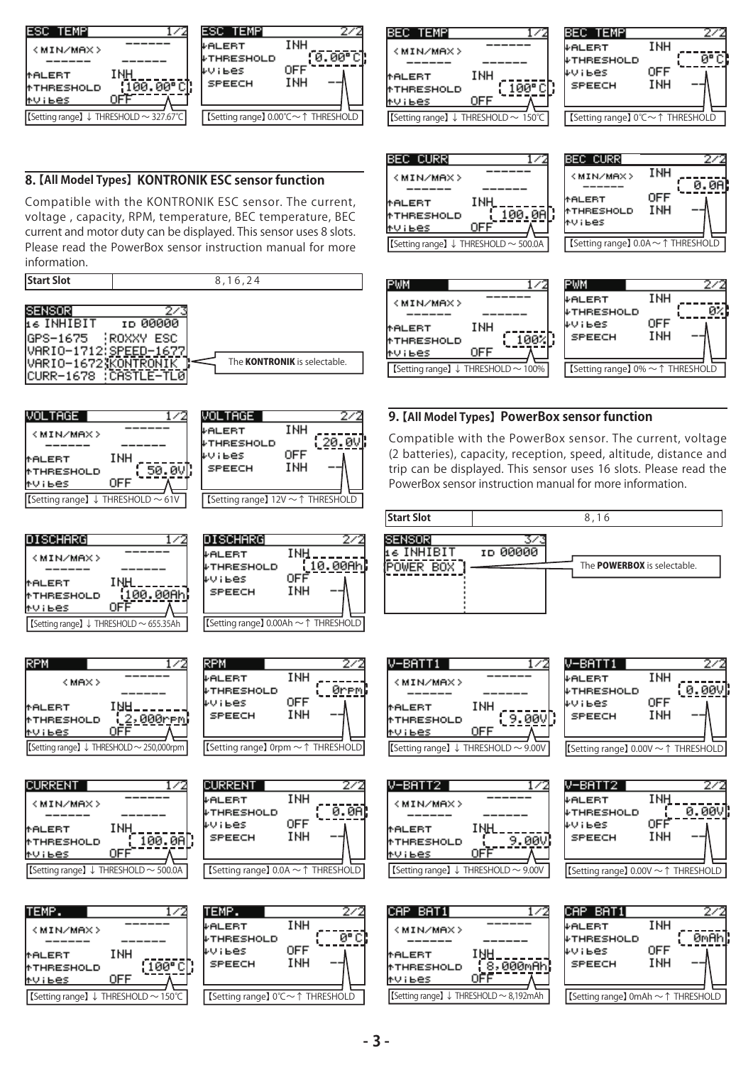ESC TEMP 1/2

<MIN/MAX> ------ ------ ------

↑ALERT INH
↑THRESHOLD 100.00°C
↑Vibes OFF

【Setting range】↓ THRESHOLD ~ 327.67℃

ESC TEMP 2/2

↓ALERT INH
↓THRESHOLD 0.00°C
↓Vibes OFF
SPEECH INH

【Setting range】0.00℃ ~ ↑ THRESHOLD

BEC TEMP 1/2

<MIN/MAX> ------ ------ ------

↑ALERT INH
↑THRESHOLD 100°C
↑Vibes OFF

【Setting range】↓ THRESHOLD ~ 150℃

BEC TEMP 2/2

↓ALERT INH
↓THRESHOLD 0°C
↓Vibes OFF
SPEECH INH

【Setting range】0℃ ~ ↑ THRESHOLD

## 8.【All Model Types】KONTRONIK ESC sensor function

Compatible with the KONTRONIK ESC sensor. The current, voltage , capacity, RPM, temperature, BEC temperature, BEC current and motor duty can be displayed. This sensor uses 8 slots. Please read the PowerBox sensor instruction manual for more information.

| Start Slot | 8,16,24 |
|---|---|

SENSOR 2/3
16 INHIBIT ID 00000
GPS-1675 ROXXY ESC
VARIO-1712 SPEED-1677
VARIO-1672 KONTRONIK
CURR-1678 CASTLE-TL0

The **KONTRONIK** is selectable.

BEC CURR 1/2

<MIN/MAX> ------ ------ ------

↑ALERT INH
↑THRESHOLD 100.0A
↑Vibes OFF

【Setting range】↓ THRESHOLD ~ 500.0A

BEC CURR 2/2

<MIN/MAX> INH
------ 0.0A
↑ALERT OFF
↑THRESHOLD INH
↑Vibes

【Setting range】0.0A ~ ↑ THRESHOLD

PWM 1/2

<MIN/MAX> ------ ------ ------

↑ALERT INH
↑THRESHOLD 100%
↑Vibes OFF

【Setting range】↓ THRESHOLD ~ 100%

PWM 2/2

↓ALERT INH
↓THRESHOLD 0%
↓Vibes OFF
SPEECH INH

【Setting range】0% ~ ↑ THRESHOLD

VOLTAGE 1/2

<MIN/MAX> ------ ------ ------

↑ALERT INH
↑THRESHOLD 50.0V
↑Vibes OFF

【Setting range】↓ THRESHOLD ~ 61V

VOLTAGE 2/2

↓ALERT INH
↓THRESHOLD 20.0V
↓Vibes OFF
SPEECH INH

【Setting range】12V ~ ↑ THRESHOLD

## 9.【All Model Types】PowerBox sensor function

Compatible with the PowerBox sensor. The current, voltage (2 batteries), capacity, reception, speed, altitude, distance and trip can be displayed. This sensor uses 16 slots. Please read the PowerBox sensor instruction manual for more information.

| Start Slot | 8,16 |
|---|---|

SENSOR 3/3
16 INHIBIT ID 00000
POWER BOX

The **POWERBOX** is selectable.

DISCHARG 1/2

<MIN/MAX> ------ ------ ------

↑ALERT INH
↑THRESHOLD 100.00Ah
↑Vibes OFF

【Setting range】↓ THRESHOLD ~ 655.35Ah

DISCHARG 2/2

↓ALERT INH
↓THRESHOLD 10.00Ah
↓Vibes OFF
SPEECH INH

【Setting range】0.00Ah ~ ↑ THRESHOLD

RPM 1/2

<MAX> ------ ------

↑ALERT INH
↑THRESHOLD 2,000rpm
↑Vibes OFF

【Setting range】↓ THRESHOLD ~ 250,000rpm

RPM 2/2

↓ALERT INH
↓THRESHOLD 0rpm
↓Vibes OFF
SPEECH INH

【Setting range】0rpm ~ ↑ THRESHOLD

V-BATT1 1/2

<MIN/MAX> ------ ------ ------

↑ALERT INH
↑THRESHOLD 9.00V
↑Vibes OFF

【Setting range】↓ THRESHOLD ~ 9.00V

V-BATT1 2/2

↓ALERT INH
↓THRESHOLD 0.00V
↓Vibes OFF
SPEECH INH

【Setting range】0.00V ~ ↑ THRESHOLD

CURRENT 1/2

<MIN/MAX> ------ ------ ------

↑ALERT INH
↑THRESHOLD 100.0A
↑Vibes OFF

【Setting range】↓ THRESHOLD ~ 500.0A

CURRENT 2/2

↓ALERT INH
↓THRESHOLD 0.0A
↓Vibes OFF
SPEECH INH

【Setting range】0.0A ~ ↑ THRESHOLD

V-BATT2 1/2

<MIN/MAX> ------ ------ ------

↑ALERT INH
↑THRESHOLD 9.00V
↑Vibes OFF

【Setting range】↓ THRESHOLD ~ 9.00V

V-BATT2 2/2

↓ALERT INH
↓THRESHOLD 0.00V
↓Vibes OFF
SPEECH INH

【Setting range】0.00V ~ ↑ THRESHOLD

TEMP. 1/2

<MIN/MAX> ------ ------ ------

↑ALERT INH
↑THRESHOLD 100°C
↑Vibes OFF

【Setting range】↓ THRESHOLD ~ 150℃

TEMP. 2/2

↓ALERT INH
↓THRESHOLD 0°C
↓Vibes OFF
SPEECH INH

【Setting range】0℃ ~ ↑ THRESHOLD

CAP BAT1 1/2

<MIN/MAX> ------ ------ ------

↑ALERT INH
↑THRESHOLD 8,000mAh
↑Vibes OFF

【Setting range】↓ THRESHOLD ~ 8,192mAh

CAP BAT1 2/2

↓ALERT INH
↓THRESHOLD 0mAh
↓Vibes OFF
SPEECH INH

【Setting range】0mAh ~ ↑ THRESHOLD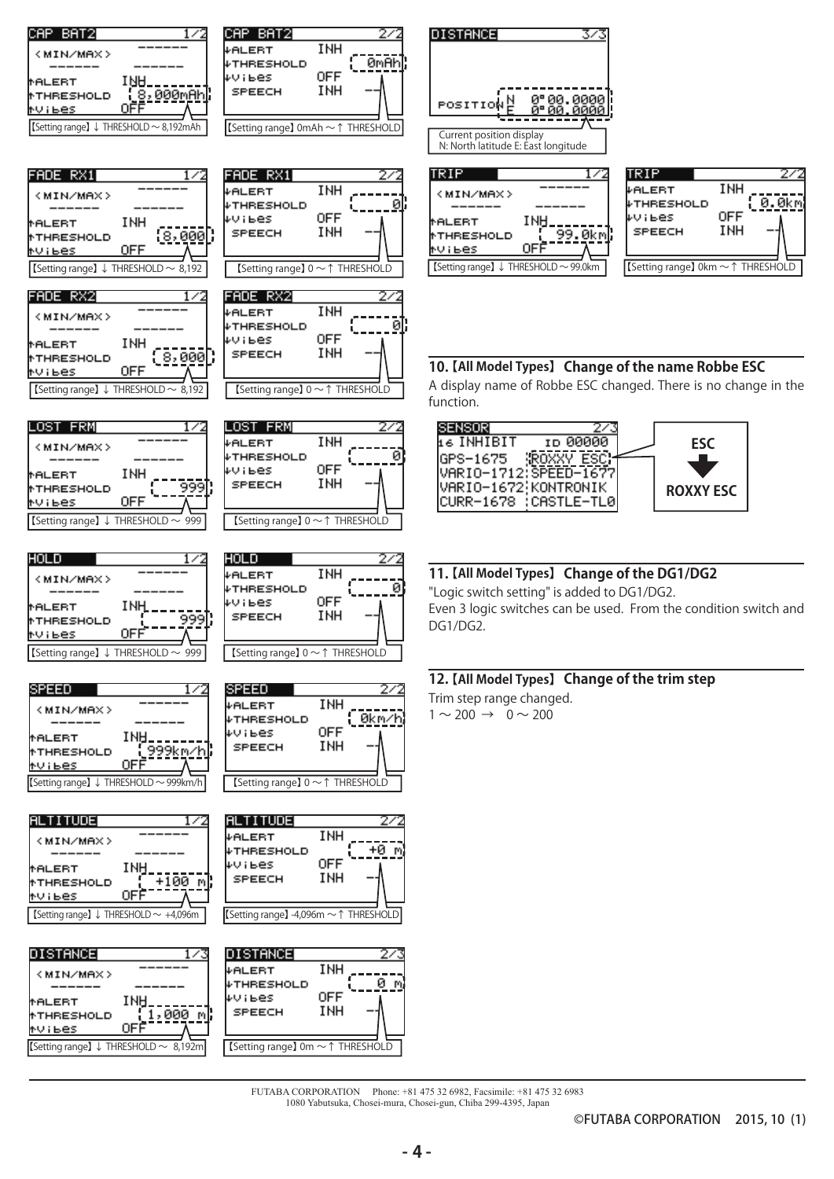CAP BAT2 1/2

<MIN/MAX> ------ ------ ------

↑ALERT INH
↑THRESHOLD 8,000mAh
↑Vibes OFF

【Setting range】↓ THRESHOLD ~ 8,192mAh

CAP BAT2 2/2

↓ALERT INH
↓THRESHOLD 0mAh
↓Vibes OFF
SPEECH INH

【Setting range】0mAh ~ ↑ THRESHOLD

FADE RX1 1/2

<MIN/MAX> ------ ------ ------

↑ALERT INH
↑THRESHOLD 8,000
↑Vibes OFF

【Setting range】↓ THRESHOLD ~ 8,192

FADE RX1 2/2

↓ALERT INH
↓THRESHOLD 0
↓Vibes OFF
SPEECH INH

【Setting range】0 ~ ↑ THRESHOLD

FADE RX2 1/2

<MIN/MAX> ------ ------ ------

↑ALERT INH
↑THRESHOLD 8,000
↑Vibes OFF

【Setting range】↓ THRESHOLD ~ 8,192

FADE RX2 2/2

↓ALERT INH
↓THRESHOLD 0
↓Vibes OFF
SPEECH INH

【Setting range】0 ~ ↑ THRESHOLD

LOST FRM 1/2

<MIN/MAX> ------ ------ ------

↑ALERT INH
↑THRESHOLD 999
↑Vibes OFF

【Setting range】↓ THRESHOLD ~ 999

LOST FRM 2/2

↓ALERT INH
↓THRESHOLD 0
↓Vibes OFF
SPEECH INH

【Setting range】0 ~ ↑ THRESHOLD

HOLD 1/2

<MIN/MAX> ------ ------ ------

↑ALERT INH
↑THRESHOLD 999
↑Vibes OFF

【Setting range】↓ THRESHOLD ~ 999

HOLD 2/2

↓ALERT INH
↓THRESHOLD 0
↓Vibes OFF
SPEECH INH

【Setting range】0 ~ ↑ THRESHOLD

SPEED 1/2

<MIN/MAX> ------ ------ ------

↑ALERT INH
↑THRESHOLD 999km/h
↑Vibes OFF

【Setting range】↓ THRESHOLD ~ 999km/h

SPEED 2/2

↓ALERT INH
↓THRESHOLD 0km/h
↓Vibes OFF
SPEECH INH

【Setting range】0 ~ ↑ THRESHOLD

ALTITUDE 1/2

<MIN/MAX> ------ ------ ------

↑ALERT INH
↑THRESHOLD +100 m
↑Vibes OFF

【Setting range】↓ THRESHOLD ~ +4,096m

ALTITUDE 2/2

↓ALERT INH
↓THRESHOLD +0 m
↓Vibes OFF
SPEECH INH

【Setting range】-4,096m ~ ↑ THRESHOLD

DISTANCE 1/3

<MIN/MAX> ------ ------ ------

↑ALERT INH
↑THRESHOLD 1,000 m
↑Vibes OFF

【Setting range】↓ THRESHOLD ~ 8,192m

DISTANCE 2/3

↓ALERT INH
↓THRESHOLD 0 m
↓Vibes OFF
SPEECH INH

【Setting range】0m ~ ↑ THRESHOLD

DISTANCE 3/3

POSITION N 0°00.0000
E 0°00.0000

Current position display
N: North latitude E: East longitude

TRIP 1/2

<MIN/MAX> ------ ------ ------

↑ALERT INH
↑THRESHOLD 99.0km
↑Vibes OFF

【Setting range】↓ THRESHOLD ~ 99.0km

TRIP 2/2

↓ALERT INH
↓THRESHOLD 0.0km
↓Vibes OFF
SPEECH INH

【Setting range】0km ~ ↑ THRESHOLD

## 10.【All Model Types】 Change of the name Robbe ESC

A display name of Robbe ESC changed. There is no change in the function.

SENSOR 2/3

16 INHIBIT ID 00000
GPS-1675 ROXXY ESC
VARIO-1712 SPEED-1677
VARIO-1672 KONTRONIK
CURR-1678 CASTLE-TL0

ESC
ROXXY ESC

## 11.【All Model Types】 Change of the DG1/DG2

"Logic switch setting" is added to DG1/DG2.
Even 3 logic switches can be used. From the condition switch and DG1/DG2.

## 12.【All Model Types】 Change of the trim step

Trim step range changed.
1 ~ 200 → 0 ~ 200

FUTABA CORPORATION Phone: +81 475 32 6982, Facsimile: +81 475 32 6983
1080 Yabutsuka, Chosei-mura, Chosei-gun, Chiba 299-4395, Japan

©FUTABA CORPORATION 2015, 10 (1)